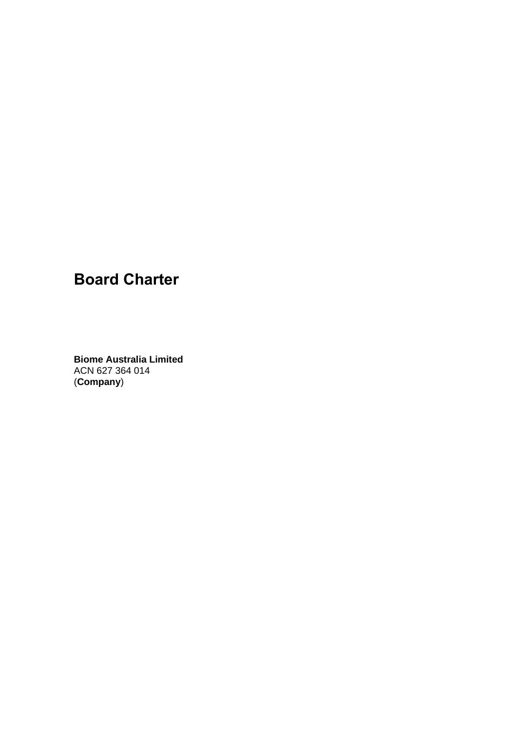# Board Charter

**Biome Australia Limited**
ACN 627 364 014
(**Company**)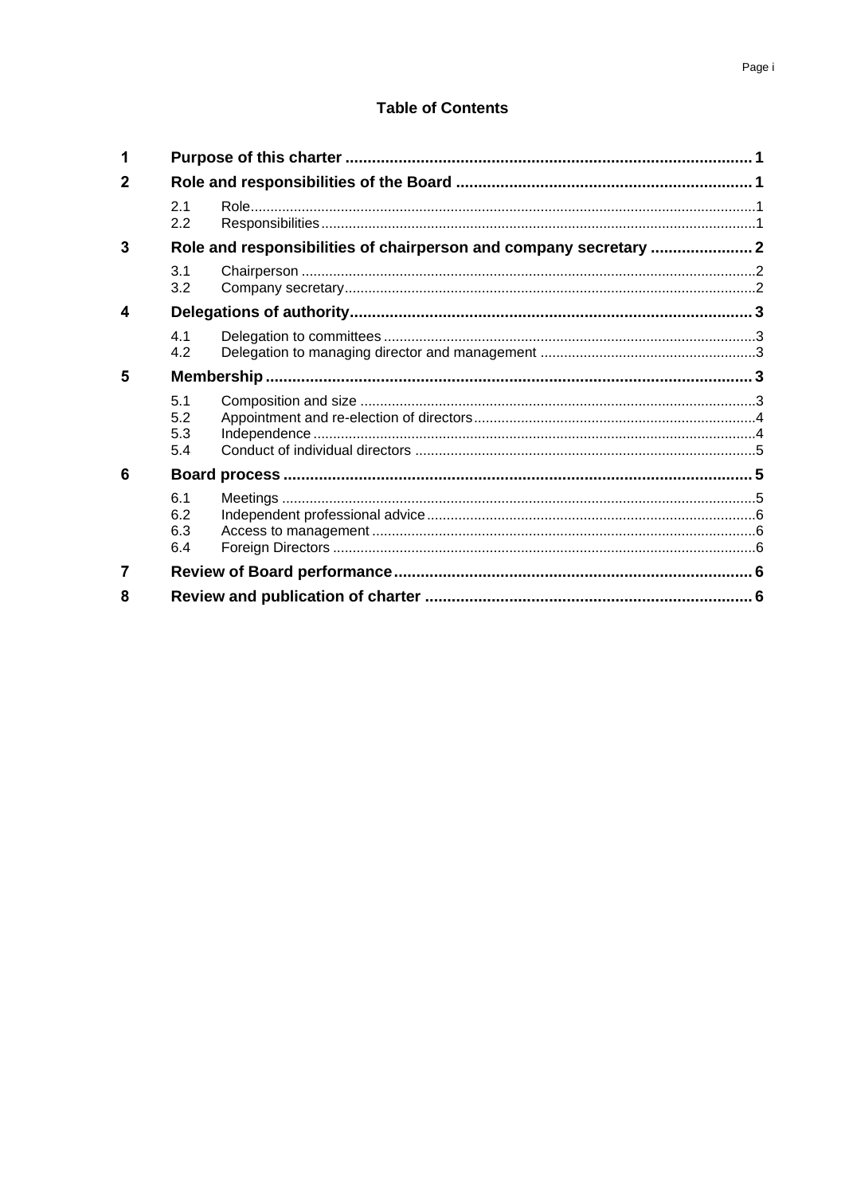## Table of Contents

| | | |
|---|---|---|
| **1** | **Purpose of this charter** | **1** |
| **2** | **Role and responsibilities of the Board** | **1** |
| 2.1 | Role | 1 |
| 2.2 | Responsibilities | 1 |
| **3** | **Role and responsibilities of chairperson and company secretary** | **2** |
| 3.1 | Chairperson | 2 |
| 3.2 | Company secretary | 2 |
| **4** | **Delegations of authority** | **3** |
| 4.1 | Delegation to committees | 3 |
| 4.2 | Delegation to managing director and management | 3 |
| **5** | **Membership** | **3** |
| 5.1 | Composition and size | 3 |
| 5.2 | Appointment and re-election of directors | 4 |
| 5.3 | Independence | 4 |
| 5.4 | Conduct of individual directors | 5 |
| **6** | **Board process** | **5** |
| 6.1 | Meetings | 5 |
| 6.2 | Independent professional advice | 6 |
| 6.3 | Access to management | 6 |
| 6.4 | Foreign Directors | 6 |
| **7** | **Review of Board performance** | **6** |
| **8** | **Review and publication of charter** | **6** |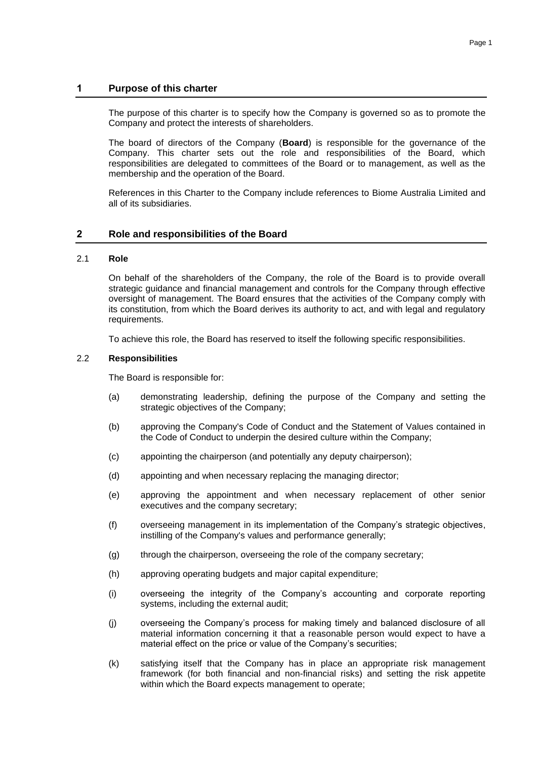## 1 Purpose of this charter

The purpose of this charter is to specify how the Company is governed so as to promote the Company and protect the interests of shareholders.

The board of directors of the Company (**Board**) is responsible for the governance of the Company. This charter sets out the role and responsibilities of the Board, which responsibilities are delegated to committees of the Board or to management, as well as the membership and the operation of the Board.

References in this Charter to the Company include references to Biome Australia Limited and all of its subsidiaries.

## 2 Role and responsibilities of the Board

### 2.1 Role

On behalf of the shareholders of the Company, the role of the Board is to provide overall strategic guidance and financial management and controls for the Company through effective oversight of management. The Board ensures that the activities of the Company comply with its constitution, from which the Board derives its authority to act, and with legal and regulatory requirements.

To achieve this role, the Board has reserved to itself the following specific responsibilities.

### 2.2 Responsibilities

The Board is responsible for:

(a) demonstrating leadership, defining the purpose of the Company and setting the strategic objectives of the Company;

(b) approving the Company's Code of Conduct and the Statement of Values contained in the Code of Conduct to underpin the desired culture within the Company;

(c) appointing the chairperson (and potentially any deputy chairperson);

(d) appointing and when necessary replacing the managing director;

(e) approving the appointment and when necessary replacement of other senior executives and the company secretary;

(f) overseeing management in its implementation of the Company's strategic objectives, instilling of the Company's values and performance generally;

(g) through the chairperson, overseeing the role of the company secretary;

(h) approving operating budgets and major capital expenditure;

(i) overseeing the integrity of the Company's accounting and corporate reporting systems, including the external audit;

(j) overseeing the Company's process for making timely and balanced disclosure of all material information concerning it that a reasonable person would expect to have a material effect on the price or value of the Company's securities;

(k) satisfying itself that the Company has in place an appropriate risk management framework (for both financial and non-financial risks) and setting the risk appetite within which the Board expects management to operate;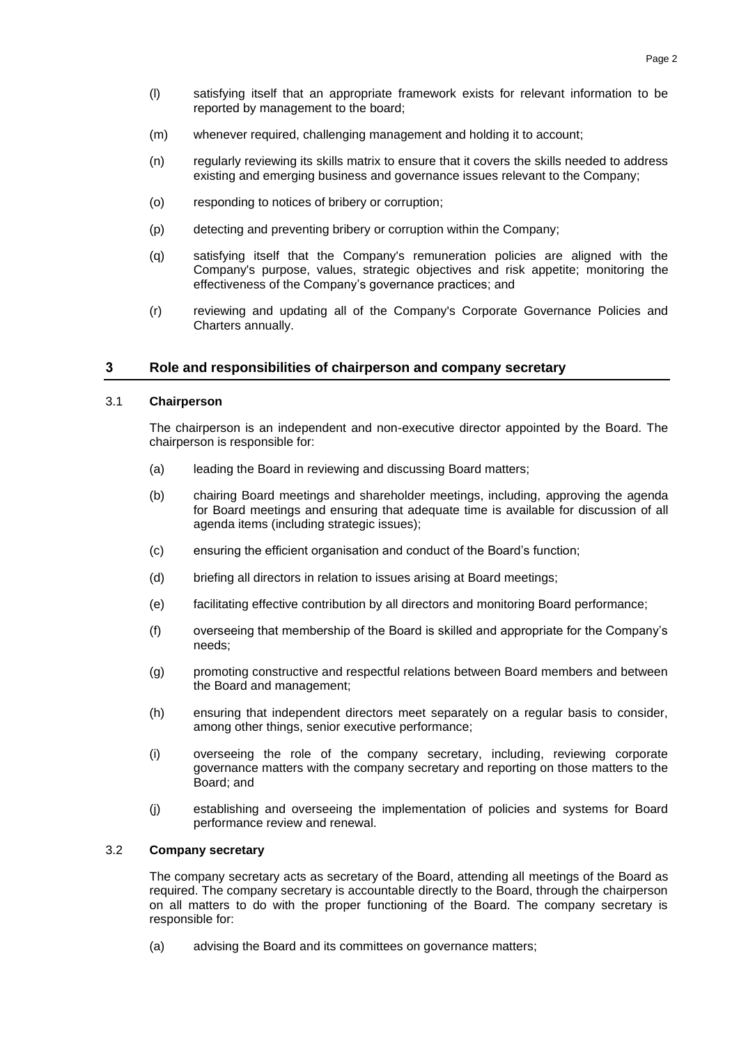(l) satisfying itself that an appropriate framework exists for relevant information to be reported by management to the board;

(m) whenever required, challenging management and holding it to account;

(n) regularly reviewing its skills matrix to ensure that it covers the skills needed to address existing and emerging business and governance issues relevant to the Company;

(o) responding to notices of bribery or corruption;

(p) detecting and preventing bribery or corruption within the Company;

(q) satisfying itself that the Company's remuneration policies are aligned with the Company's purpose, values, strategic objectives and risk appetite; monitoring the effectiveness of the Company's governance practices; and

(r) reviewing and updating all of the Company's Corporate Governance Policies and Charters annually.

## 3 Role and responsibilities of chairperson and company secretary

### 3.1 Chairperson

The chairperson is an independent and non-executive director appointed by the Board. The chairperson is responsible for:

(a) leading the Board in reviewing and discussing Board matters;

(b) chairing Board meetings and shareholder meetings, including, approving the agenda for Board meetings and ensuring that adequate time is available for discussion of all agenda items (including strategic issues);

(c) ensuring the efficient organisation and conduct of the Board's function;

(d) briefing all directors in relation to issues arising at Board meetings;

(e) facilitating effective contribution by all directors and monitoring Board performance;

(f) overseeing that membership of the Board is skilled and appropriate for the Company's needs;

(g) promoting constructive and respectful relations between Board members and between the Board and management;

(h) ensuring that independent directors meet separately on a regular basis to consider, among other things, senior executive performance;

(i) overseeing the role of the company secretary, including, reviewing corporate governance matters with the company secretary and reporting on those matters to the Board; and

(j) establishing and overseeing the implementation of policies and systems for Board performance review and renewal.

### 3.2 Company secretary

The company secretary acts as secretary of the Board, attending all meetings of the Board as required. The company secretary is accountable directly to the Board, through the chairperson on all matters to do with the proper functioning of the Board. The company secretary is responsible for:

(a) advising the Board and its committees on governance matters;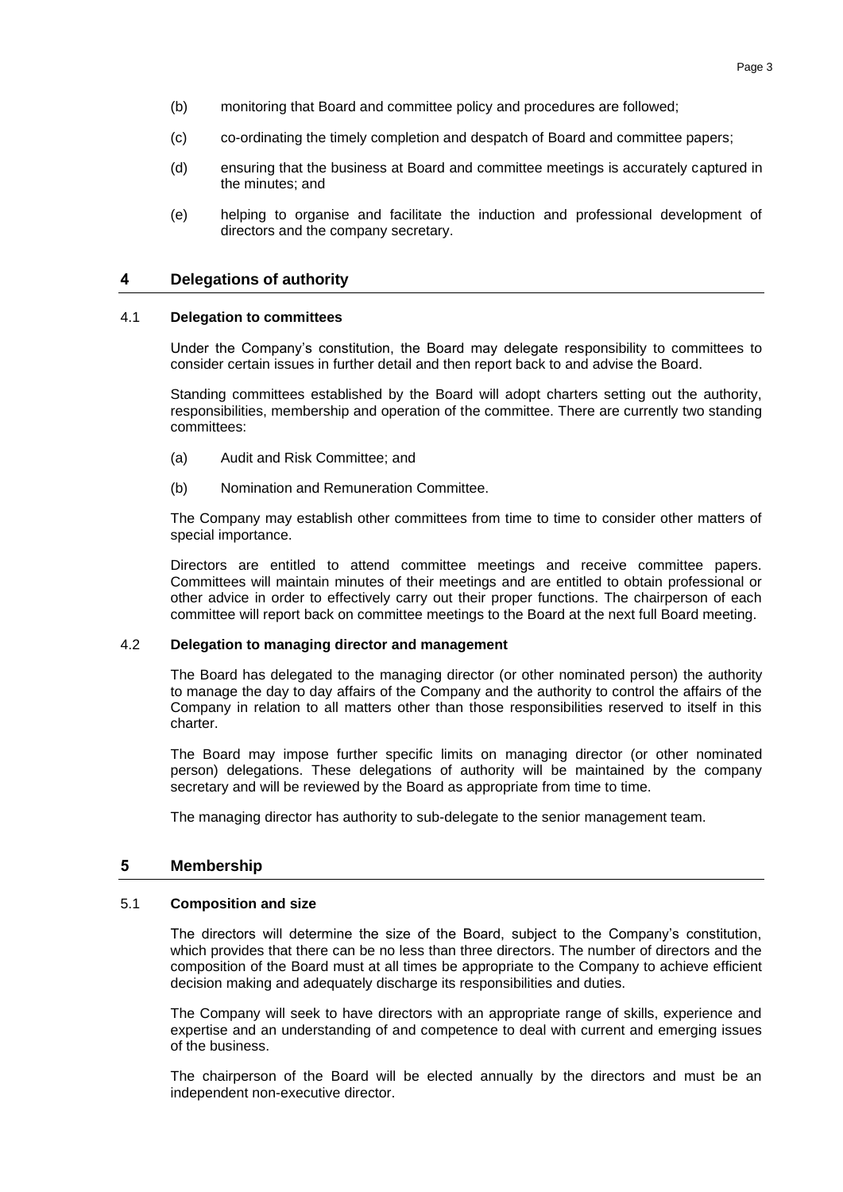(b) monitoring that Board and committee policy and procedures are followed;

(c) co-ordinating the timely completion and despatch of Board and committee papers;

(d) ensuring that the business at Board and committee meetings is accurately captured in the minutes; and

(e) helping to organise and facilitate the induction and professional development of directors and the company secretary.

## 4 Delegations of authority

### 4.1 Delegation to committees

Under the Company's constitution, the Board may delegate responsibility to committees to consider certain issues in further detail and then report back to and advise the Board.

Standing committees established by the Board will adopt charters setting out the authority, responsibilities, membership and operation of the committee. There are currently two standing committees:

(a) Audit and Risk Committee; and

(b) Nomination and Remuneration Committee.

The Company may establish other committees from time to time to consider other matters of special importance.

Directors are entitled to attend committee meetings and receive committee papers. Committees will maintain minutes of their meetings and are entitled to obtain professional or other advice in order to effectively carry out their proper functions. The chairperson of each committee will report back on committee meetings to the Board at the next full Board meeting.

### 4.2 Delegation to managing director and management

The Board has delegated to the managing director (or other nominated person) the authority to manage the day to day affairs of the Company and the authority to control the affairs of the Company in relation to all matters other than those responsibilities reserved to itself in this charter.

The Board may impose further specific limits on managing director (or other nominated person) delegations. These delegations of authority will be maintained by the company secretary and will be reviewed by the Board as appropriate from time to time.

The managing director has authority to sub-delegate to the senior management team.

## 5 Membership

### 5.1 Composition and size

The directors will determine the size of the Board, subject to the Company's constitution, which provides that there can be no less than three directors. The number of directors and the composition of the Board must at all times be appropriate to the Company to achieve efficient decision making and adequately discharge its responsibilities and duties.

The Company will seek to have directors with an appropriate range of skills, experience and expertise and an understanding of and competence to deal with current and emerging issues of the business.

The chairperson of the Board will be elected annually by the directors and must be an independent non-executive director.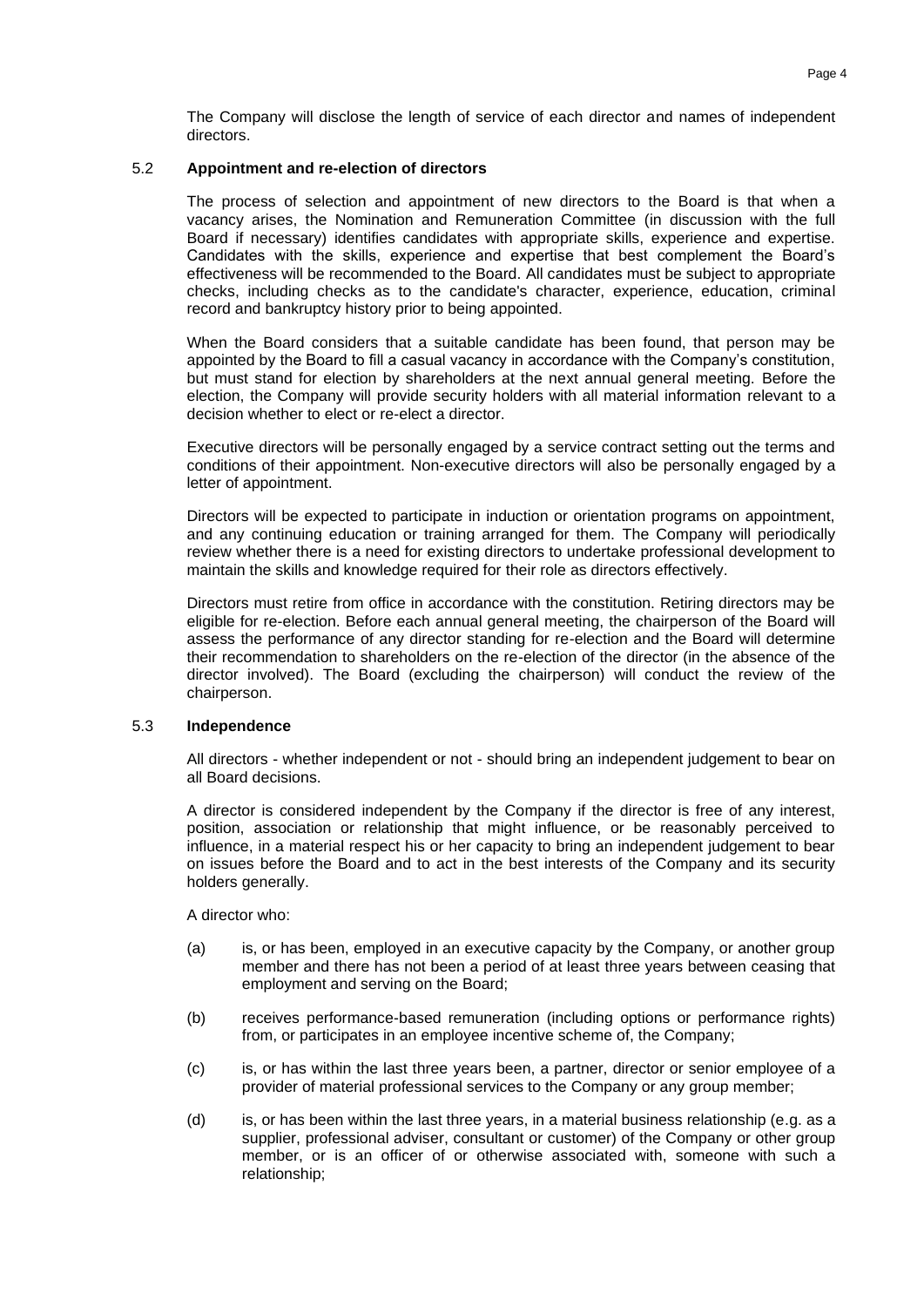The Company will disclose the length of service of each director and names of independent directors.

### 5.2 Appointment and re-election of directors

The process of selection and appointment of new directors to the Board is that when a vacancy arises, the Nomination and Remuneration Committee (in discussion with the full Board if necessary) identifies candidates with appropriate skills, experience and expertise. Candidates with the skills, experience and expertise that best complement the Board's effectiveness will be recommended to the Board. All candidates must be subject to appropriate checks, including checks as to the candidate's character, experience, education, criminal record and bankruptcy history prior to being appointed.

When the Board considers that a suitable candidate has been found, that person may be appointed by the Board to fill a casual vacancy in accordance with the Company's constitution, but must stand for election by shareholders at the next annual general meeting. Before the election, the Company will provide security holders with all material information relevant to a decision whether to elect or re-elect a director.

Executive directors will be personally engaged by a service contract setting out the terms and conditions of their appointment. Non-executive directors will also be personally engaged by a letter of appointment.

Directors will be expected to participate in induction or orientation programs on appointment, and any continuing education or training arranged for them. The Company will periodically review whether there is a need for existing directors to undertake professional development to maintain the skills and knowledge required for their role as directors effectively.

Directors must retire from office in accordance with the constitution. Retiring directors may be eligible for re-election. Before each annual general meeting, the chairperson of the Board will assess the performance of any director standing for re-election and the Board will determine their recommendation to shareholders on the re-election of the director (in the absence of the director involved). The Board (excluding the chairperson) will conduct the review of the chairperson.

### 5.3 Independence

All directors - whether independent or not - should bring an independent judgement to bear on all Board decisions.

A director is considered independent by the Company if the director is free of any interest, position, association or relationship that might influence, or be reasonably perceived to influence, in a material respect his or her capacity to bring an independent judgement to bear on issues before the Board and to act in the best interests of the Company and its security holders generally.

A director who:

(a) is, or has been, employed in an executive capacity by the Company, or another group member and there has not been a period of at least three years between ceasing that employment and serving on the Board;

(b) receives performance-based remuneration (including options or performance rights) from, or participates in an employee incentive scheme of, the Company;

(c) is, or has within the last three years been, a partner, director or senior employee of a provider of material professional services to the Company or any group member;

(d) is, or has been within the last three years, in a material business relationship (e.g. as a supplier, professional adviser, consultant or customer) of the Company or other group member, or is an officer of or otherwise associated with, someone with such a relationship;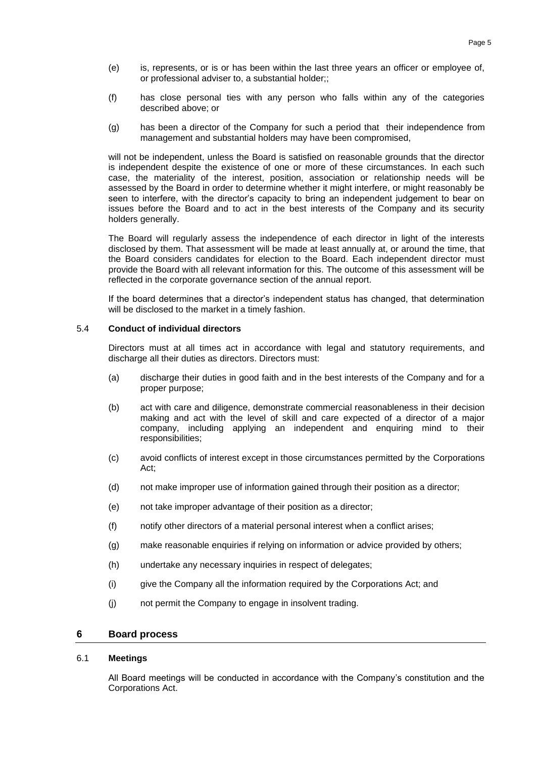(e) is, represents, or is or has been within the last three years an officer or employee of, or professional adviser to, a substantial holder;;

(f) has close personal ties with any person who falls within any of the categories described above; or

(g) has been a director of the Company for such a period that their independence from management and substantial holders may have been compromised,

will not be independent, unless the Board is satisfied on reasonable grounds that the director is independent despite the existence of one or more of these circumstances. In each such case, the materiality of the interest, position, association or relationship needs will be assessed by the Board in order to determine whether it might interfere, or might reasonably be seen to interfere, with the director's capacity to bring an independent judgement to bear on issues before the Board and to act in the best interests of the Company and its security holders generally.

The Board will regularly assess the independence of each director in light of the interests disclosed by them. That assessment will be made at least annually at, or around the time, that the Board considers candidates for election to the Board. Each independent director must provide the Board with all relevant information for this. The outcome of this assessment will be reflected in the corporate governance section of the annual report.

If the board determines that a director's independent status has changed, that determination will be disclosed to the market in a timely fashion.

### 5.4 Conduct of individual directors

Directors must at all times act in accordance with legal and statutory requirements, and discharge all their duties as directors. Directors must:

(a) discharge their duties in good faith and in the best interests of the Company and for a proper purpose;

(b) act with care and diligence, demonstrate commercial reasonableness in their decision making and act with the level of skill and care expected of a director of a major company, including applying an independent and enquiring mind to their responsibilities;

(c) avoid conflicts of interest except in those circumstances permitted by the Corporations Act;

(d) not make improper use of information gained through their position as a director;

(e) not take improper advantage of their position as a director;

(f) notify other directors of a material personal interest when a conflict arises;

(g) make reasonable enquiries if relying on information or advice provided by others;

(h) undertake any necessary inquiries in respect of delegates;

(i) give the Company all the information required by the Corporations Act; and

(j) not permit the Company to engage in insolvent trading.

## 6 Board process

### 6.1 Meetings

All Board meetings will be conducted in accordance with the Company's constitution and the Corporations Act.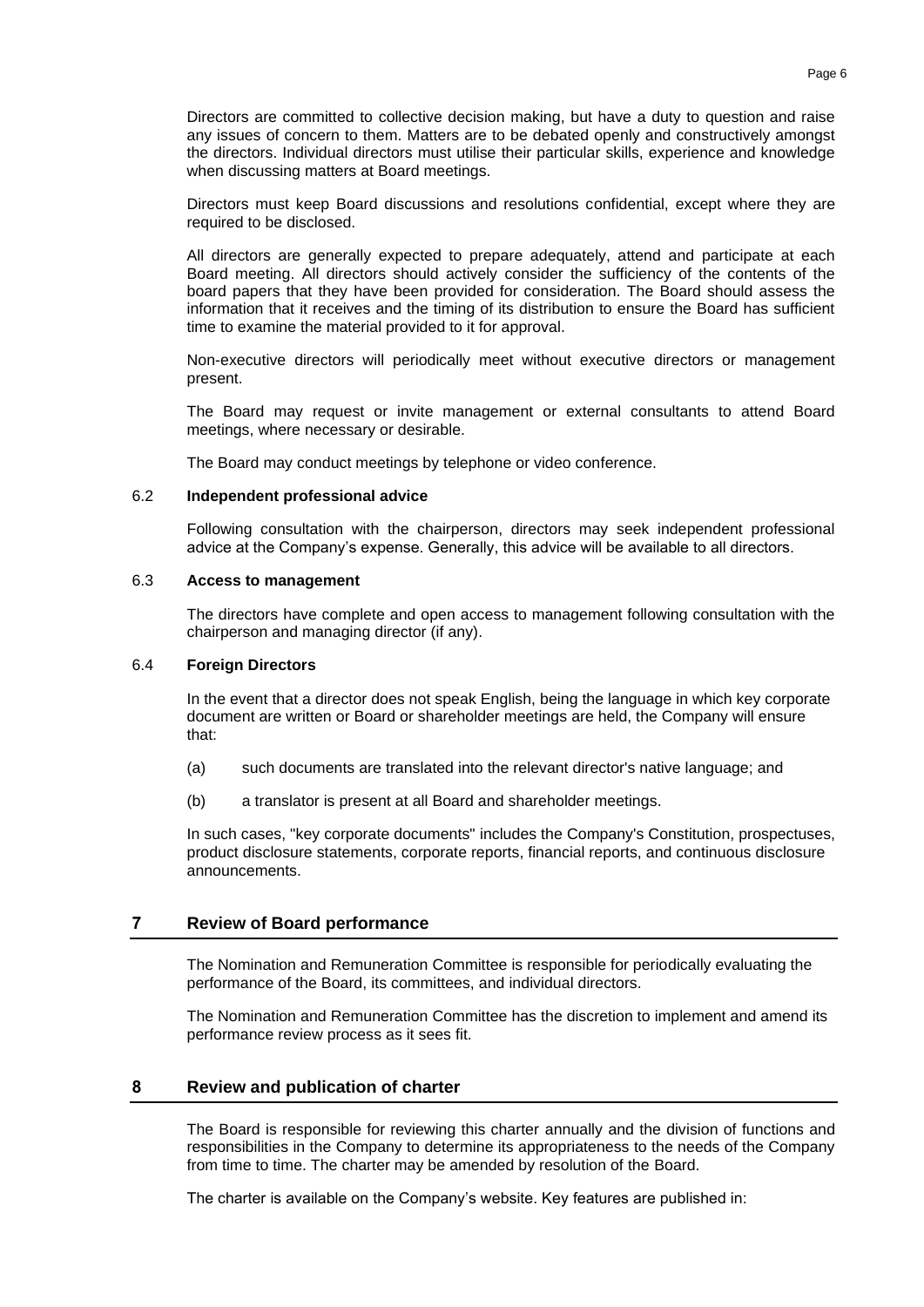Directors are committed to collective decision making, but have a duty to question and raise any issues of concern to them. Matters are to be debated openly and constructively amongst the directors. Individual directors must utilise their particular skills, experience and knowledge when discussing matters at Board meetings.

Directors must keep Board discussions and resolutions confidential, except where they are required to be disclosed.

All directors are generally expected to prepare adequately, attend and participate at each Board meeting. All directors should actively consider the sufficiency of the contents of the board papers that they have been provided for consideration. The Board should assess the information that it receives and the timing of its distribution to ensure the Board has sufficient time to examine the material provided to it for approval.

Non-executive directors will periodically meet without executive directors or management present.

The Board may request or invite management or external consultants to attend Board meetings, where necessary or desirable.

The Board may conduct meetings by telephone or video conference.

### 6.2 Independent professional advice

Following consultation with the chairperson, directors may seek independent professional advice at the Company's expense. Generally, this advice will be available to all directors.

### 6.3 Access to management

The directors have complete and open access to management following consultation with the chairperson and managing director (if any).

### 6.4 Foreign Directors

In the event that a director does not speak English, being the language in which key corporate document are written or Board or shareholder meetings are held, the Company will ensure that:

(a) such documents are translated into the relevant director's native language; and

(b) a translator is present at all Board and shareholder meetings.

In such cases, "key corporate documents" includes the Company's Constitution, prospectuses, product disclosure statements, corporate reports, financial reports, and continuous disclosure announcements.

## 7 Review of Board performance

The Nomination and Remuneration Committee is responsible for periodically evaluating the performance of the Board, its committees, and individual directors.

The Nomination and Remuneration Committee has the discretion to implement and amend its performance review process as it sees fit.

## 8 Review and publication of charter

The Board is responsible for reviewing this charter annually and the division of functions and responsibilities in the Company to determine its appropriateness to the needs of the Company from time to time. The charter may be amended by resolution of the Board.

The charter is available on the Company's website. Key features are published in: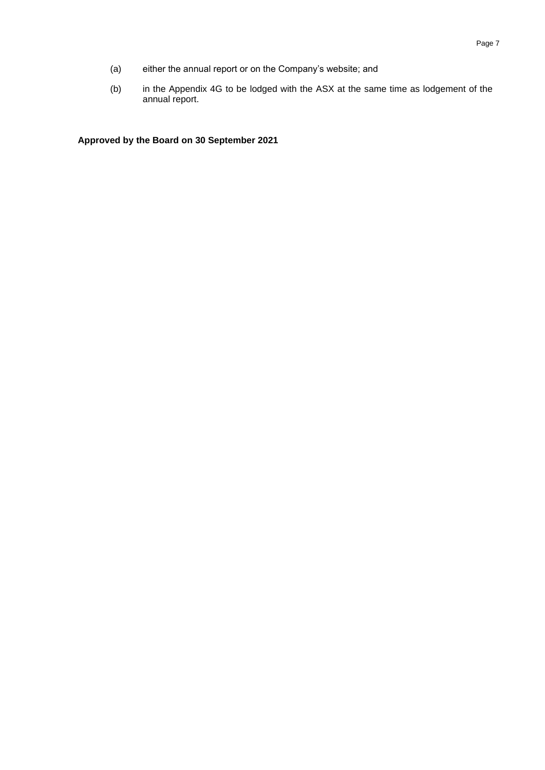(a) either the annual report or on the Company's website; and

(b) in the Appendix 4G to be lodged with the ASX at the same time as lodgement of the annual report.

**Approved by the Board on 30 September 2021**